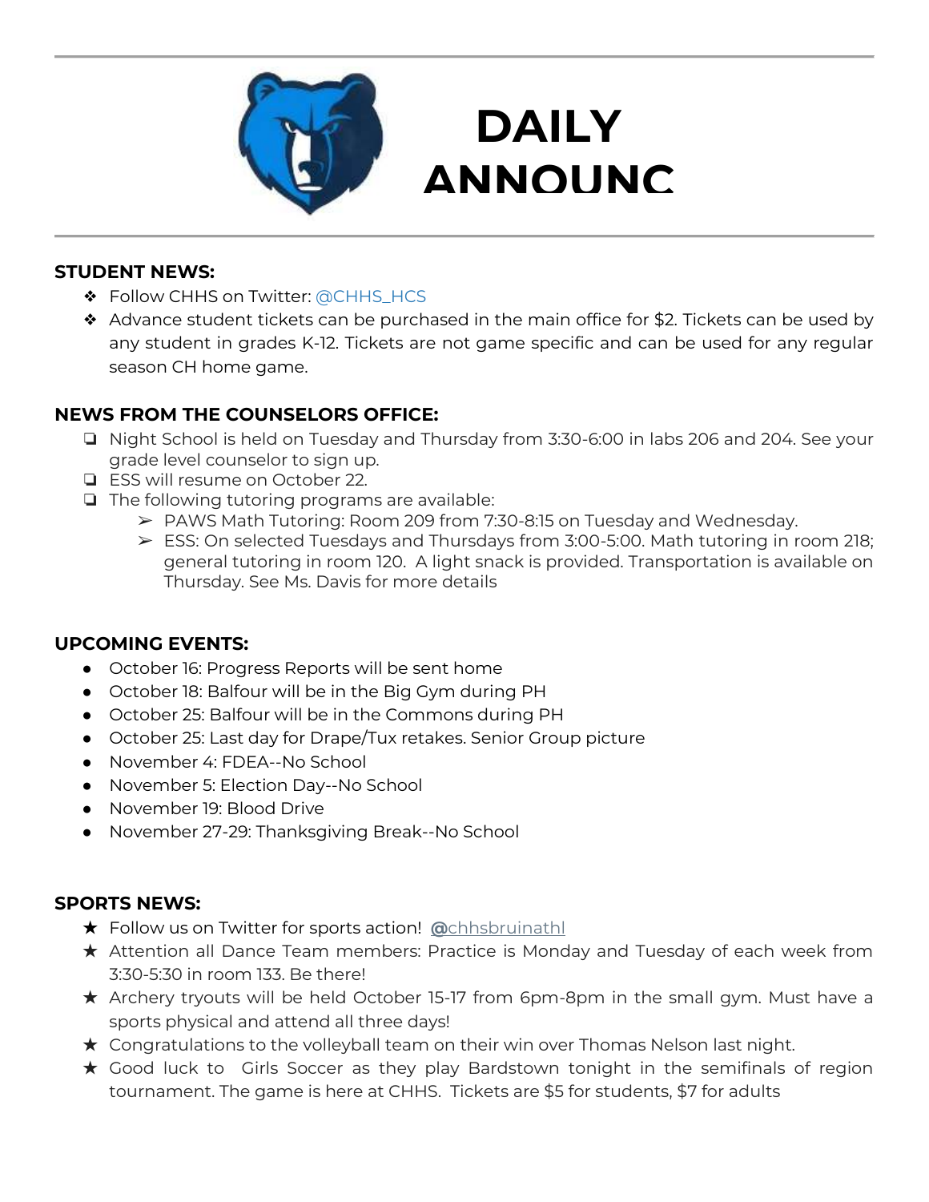# DAILY ANNOUNC

## STUDENT NEWS:

- Follow CHHS on Twitter: @CHHS_HCS
- Advance student tickets can be purchased in the main office for $2. Tickets can be used by any student in grades K-12. Tickets are not game specific and can be used for any regular season CH home game.

## NEWS FROM THE COUNSELORS OFFICE:

- Night School is held on Tuesday and Thursday from 3:30-6:00 in labs 206 and 204. See your grade level counselor to sign up.
- ESS will resume on October 22.
- The following tutoring programs are available:
  - PAWS Math Tutoring: Room 209 from 7:30-8:15 on Tuesday and Wednesday.
  - ESS: On selected Tuesdays and Thursdays from 3:00-5:00. Math tutoring in room 218; general tutoring in room 120. A light snack is provided. Transportation is available on Thursday. See Ms. Davis for more details

## UPCOMING EVENTS:

- October 16: Progress Reports will be sent home
- October 18: Balfour will be in the Big Gym during PH
- October 25: Balfour will be in the Commons during PH
- October 25: Last day for Drape/Tux retakes. Senior Group picture
- November 4: FDEA--No School
- November 5: Election Day--No School
- November 19: Blood Drive
- November 27-29: Thanksgiving Break--No School

## SPORTS NEWS:

- Follow us on Twitter for sports action! @chhsbruinathl
- Attention all Dance Team members: Practice is Monday and Tuesday of each week from 3:30-5:30 in room 133. Be there!
- Archery tryouts will be held October 15-17 from 6pm-8pm in the small gym. Must have a sports physical and attend all three days!
- Congratulations to the volleyball team on their win over Thomas Nelson last night.
- Good luck to Girls Soccer as they play Bardstown tonight in the semifinals of region tournament. The game is here at CHHS. Tickets are $5 for students, $7 for adults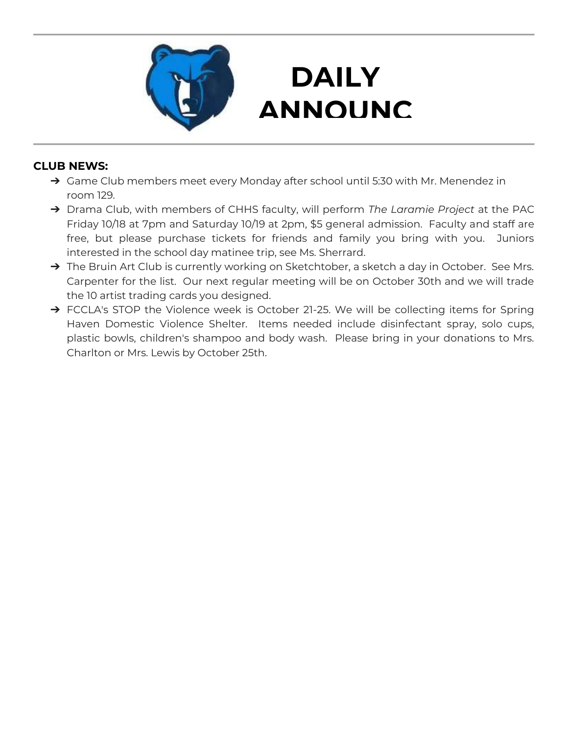# DAILY ANNOUNC

**CLUB NEWS:**

- Game Club members meet every Monday after school until 5:30 with Mr. Menendez in room 129.
- Drama Club, with members of CHHS faculty, will perform *The Laramie Project* at the PAC Friday 10/18 at 7pm and Saturday 10/19 at 2pm, $5 general admission. Faculty and staff are free, but please purchase tickets for friends and family you bring with you. Juniors interested in the school day matinee trip, see Ms. Sherrard.
- The Bruin Art Club is currently working on Sketchtober, a sketch a day in October. See Mrs. Carpenter for the list. Our next regular meeting will be on October 30th and we will trade the 10 artist trading cards you designed.
- FCCLA's STOP the Violence week is October 21-25. We will be collecting items for Spring Haven Domestic Violence Shelter. Items needed include disinfectant spray, solo cups, plastic bowls, children's shampoo and body wash. Please bring in your donations to Mrs. Charlton or Mrs. Lewis by October 25th.